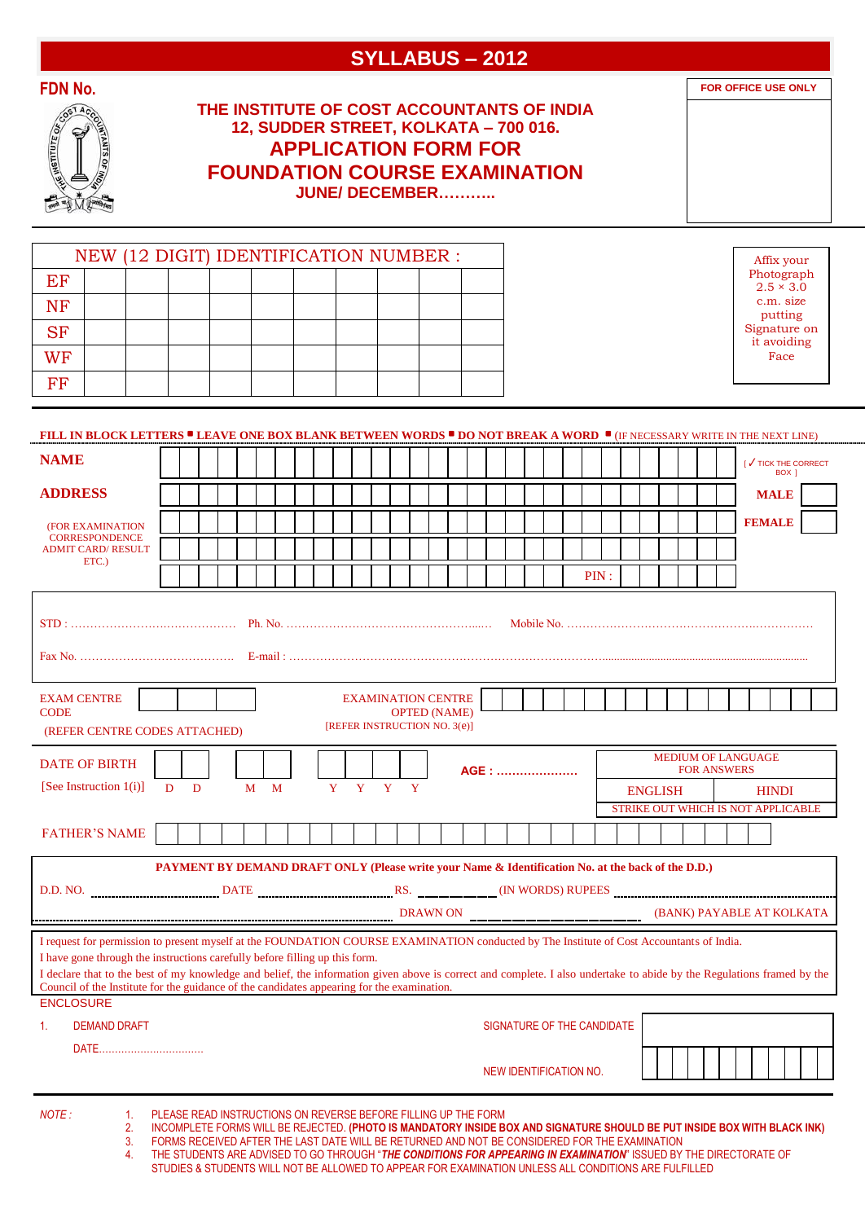# SYLLABUS – 2012

**FDN No.**

**FOR OFFICE USE ONLY**

## THE INSTITUTE OF COST ACCOUNTANTS OF INDIA
### 12, SUDDER STREET, KOLKATA – 700 016.
## APPLICATION FORM FOR FOUNDATION COURSE EXAMINATION
### JUNE/ DECEMBER………..

| NEW (12 DIGIT) IDENTIFICATION NUMBER : | | | | | | | | | | |
|---|---|---|---|---|---|---|---|---|---|---|
| EF | | | | | | | | | | |
| NF | | | | | | | | | | |
| SF | | | | | | | | | | |
| WF | | | | | | | | | | |
| FF | | | | | | | | | | |

Affix your Photograph 2.5 × 3.0 c.m. size putting Signature on it avoiding Face

**FILL IN BLOCK LETTERS ▪ LEAVE ONE BOX BLANK BETWEEN WORDS ▪ DO NOT BREAK A WORD ▪** (IF NECESSARY WRITE IN THE NEXT LINE)

**NAME**

**ADDRESS**

(FOR EXAMINATION CORRESPONDENCE ADMIT CARD/ RESULT ETC.)

PIN :

[ ✓ TICK THE CORRECT BOX ]

**MALE** ☐

**FEMALE** ☐

STD : …………………………………… Ph. No. ……………………………………………… Mobile No. ……………………………………………………

Fax No. ………………………………… E-mail : ……………………………………………………………………………………………

EXAM CENTRE CODE ☐☐☐

(REFER CENTRE CODES ATTACHED)

EXAMINATION CENTRE OPTED (NAME)

[REFER INSTRUCTION NO. 3(e)]

DATE OF BIRTH [See Instruction 1(i)] D D M M Y Y Y Y

AGE : …………………

MEDIUM OF LANGUAGE FOR ANSWERS: ENGLISH / HINDI

STRIKE OUT WHICH IS NOT APPLICABLE

FATHER'S NAME

**PAYMENT BY DEMAND DRAFT ONLY (Please write your Name & Identification No. at the back of the D.D.)**

D.D. NO. ………………… DATE ………………… RS. ________ (IN WORDS) RUPEES …………………………

……………………………………………… DRAWN ON ________________ (BANK) PAYABLE AT KOLKATA

I request for permission to present myself at the FOUNDATION COURSE EXAMINATION conducted by The Institute of Cost Accountants of India.

I have gone through the instructions carefully before filling up this form.

I declare that to the best of my knowledge and belief, the information given above is correct and complete. I also undertake to abide by the Regulations framed by the Council of the Institute for the guidance of the candidates appearing for the examination.

ENCLOSURE

1. DEMAND DRAFT

DATE.................................

SIGNATURE OF THE CANDIDATE

NEW IDENTIFICATION NO.

*NOTE :*

1. PLEASE READ INSTRUCTIONS ON REVERSE BEFORE FILLING UP THE FORM
2. INCOMPLETE FORMS WILL BE REJECTED. **(PHOTO IS MANDATORY INSIDE BOX AND SIGNATURE SHOULD BE PUT INSIDE BOX WITH BLACK INK)**
3. FORMS RECEIVED AFTER THE LAST DATE WILL BE RETURNED AND NOT BE CONSIDERED FOR THE EXAMINATION
4. THE STUDENTS ARE ADVISED TO GO THROUGH "***THE CONDITIONS FOR APPEARING IN EXAMINATION***" ISSUED BY THE DIRECTORATE OF STUDIES & STUDENTS WILL NOT BE ALLOWED TO APPEAR FOR EXAMINATION UNLESS ALL CONDITIONS ARE FULFILLED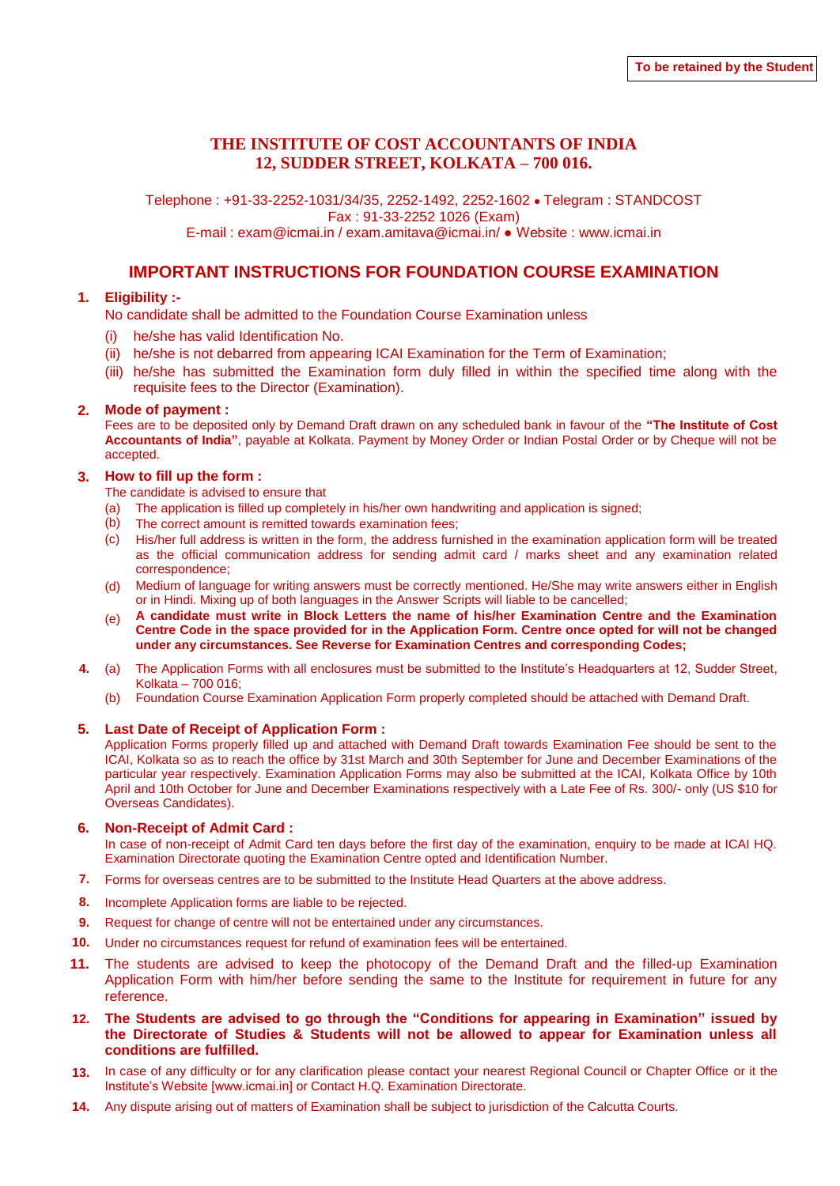To be retained by the Student

# THE INSTITUTE OF COST ACCOUNTANTS OF INDIA
# 12, SUDDER STREET, KOLKATA – 700 016.

Telephone : +91-33-2252-1031/34/35, 2252-1492, 2252-1602 • Telegram : STANDCOST
Fax : 91-33-2252 1026 (Exam)
E-mail : exam@icmai.in / exam.amitava@icmai.in/ ● Website : www.icmai.in

## IMPORTANT INSTRUCTIONS FOR FOUNDATION COURSE EXAMINATION

**1. Eligibility :-**

No candidate shall be admitted to the Foundation Course Examination unless

(i) he/she has valid Identification No.

(ii) he/she is not debarred from appearing ICAI Examination for the Term of Examination;

(iii) he/she has submitted the Examination form duly filled in within the specified time along with the requisite fees to the Director (Examination).

**2. Mode of payment :**

Fees are to be deposited only by Demand Draft drawn on any scheduled bank in favour of the **"The Institute of Cost Accountants of India"**, payable at Kolkata. Payment by Money Order or Indian Postal Order or by Cheque will not be accepted.

**3. How to fill up the form :**

The candidate is advised to ensure that

(a) The application is filled up completely in his/her own handwriting and application is signed;

(b) The correct amount is remitted towards examination fees;

(c) His/her full address is written in the form, the address furnished in the examination application form will be treated as the official communication address for sending admit card / marks sheet and any examination related correspondence;

(d) Medium of language for writing answers must be correctly mentioned. He/She may write answers either in English or in Hindi. Mixing up of both languages in the Answer Scripts will liable to be cancelled;

(e) **A candidate must write in Block Letters the name of his/her Examination Centre and the Examination Centre Code in the space provided for in the Application Form. Centre once opted for will not be changed under any circumstances. See Reverse for Examination Centres and corresponding Codes;**

4. (a) The Application Forms with all enclosures must be submitted to the Institute's Headquarters at 12, Sudder Street, Kolkata – 700 016;

(b) Foundation Course Examination Application Form properly completed should be attached with Demand Draft.

**5. Last Date of Receipt of Application Form :**

Application Forms properly filled up and attached with Demand Draft towards Examination Fee should be sent to the ICAI, Kolkata so as to reach the office by 31st March and 30th September for June and December Examinations of the particular year respectively. Examination Application Forms may also be submitted at the ICAI, Kolkata Office by 10th April and 10th October for June and December Examinations respectively with a Late Fee of Rs. 300/- only (US $10 for Overseas Candidates).

**6. Non-Receipt of Admit Card :**

In case of non-receipt of Admit Card ten days before the first day of the examination, enquiry to be made at ICAI HQ. Examination Directorate quoting the Examination Centre opted and Identification Number.

7. Forms for overseas centres are to be submitted to the Institute Head Quarters at the above address.

8. Incomplete Application forms are liable to be rejected.

9. Request for change of centre will not be entertained under any circumstances.

10. Under no circumstances request for refund of examination fees will be entertained.

11. The students are advised to keep the photocopy of the Demand Draft and the filled-up Examination Application Form with him/her before sending the same to the Institute for requirement in future for any reference.

12. **The Students are advised to go through the "Conditions for appearing in Examination" issued by the Directorate of Studies & Students will not be allowed to appear for Examination unless all conditions are fulfilled.**

13. In case of any difficulty or for any clarification please contact your nearest Regional Council or Chapter Office or it the Institute's Website [www.icmai.in] or Contact H.Q. Examination Directorate.

14. Any dispute arising out of matters of Examination shall be subject to jurisdiction of the Calcutta Courts.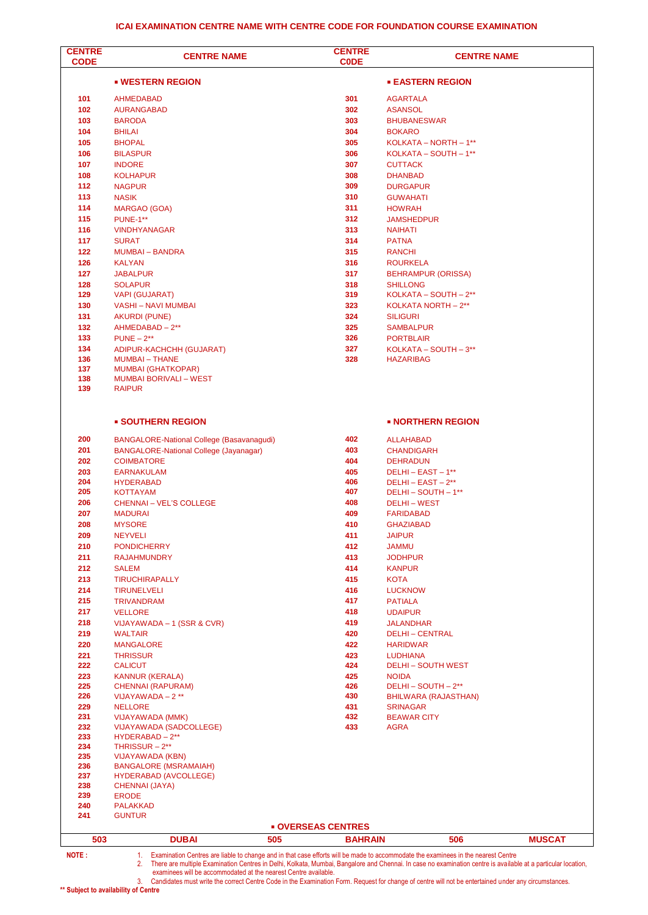## ICAI EXAMINATION CENTRE NAME WITH CENTRE CODE FOR FOUNDATION COURSE EXAMINATION

| CENTRE CODE | CENTRE NAME | CENTRE CODE | CENTRE NAME |
|---|---|---|---|
| | **▪ WESTERN REGION** | | **▪ EASTERN REGION** |
| 101 | AHMEDABAD | 301 | AGARTALA |
| 102 | AURANGABAD | 302 | ASANSOL |
| 103 | BARODA | 303 | BHUBANESWAR |
| 104 | BHILAI | 304 | BOKARO |
| 105 | BHOPAL | 305 | KOLKATA – NORTH – 1** |
| 106 | BILASPUR | 306 | KOLKATA – SOUTH – 1** |
| 107 | INDORE | 307 | CUTTACK |
| 108 | KOLHAPUR | 308 | DHANBAD |
| 112 | NAGPUR | 309 | DURGAPUR |
| 113 | NASIK | 310 | GUWAHATI |
| 114 | MARGAO (GOA) | 311 | HOWRAH |
| 115 | PUNE-1** | 312 | JAMSHEDPUR |
| 116 | VINDHYANAGAR | 313 | NAIHATI |
| 117 | SURAT | 314 | PATNA |
| 122 | MUMBAI – BANDRA | 315 | RANCHI |
| 126 | KALYAN | 316 | ROURKELA |
| 127 | JABALPUR | 317 | BEHRAMPUR (ORISSA) |
| 128 | SOLAPUR | 318 | SHILLONG |
| 129 | VAPI (GUJARAT) | 319 | KOLKATA – SOUTH – 2** |
| 130 | VASHI – NAVI MUMBAI | 323 | KOLKATA NORTH – 2** |
| 131 | AKURDI (PUNE) | 324 | SILIGURI |
| 132 | AHMEDABAD – 2** | 325 | SAMBALPUR |
| 133 | PUNE – 2** | 326 | PORTBLAIR |
| 134 | ADIPUR-KACHCHH (GUJARAT) | 327 | KOLKATA – SOUTH – 3** |
| 136 | MUMBAI – THANE | 328 | HAZARIBAG |
| 137 | MUMBAI (GHATKOPAR) | | |
| 138 | MUMBAI BORIVALI – WEST | | |
| 139 | RAIPUR | | |
| | **▪ SOUTHERN REGION** | | **▪ NORTHERN REGION** |
| 200 | BANGALORE-National College (Basavanagudi) | 402 | ALLAHABAD |
| 201 | BANGALORE-National College (Jayanagar) | 403 | CHANDIGARH |
| 202 | COIMBATORE | 404 | DEHRADUN |
| 203 | EARNAKULAM | 405 | DELHI – EAST – 1** |
| 204 | HYDERABAD | 406 | DELHI – EAST – 2** |
| 205 | KOTTAYAM | 407 | DELHI – SOUTH – 1** |
| 206 | CHENNAI – VEL'S COLLEGE | 408 | DELHI – WEST |
| 207 | MADURAI | 409 | FARIDABAD |
| 208 | MYSORE | 410 | GHAZIABAD |
| 209 | NEYVELI | 411 | JAIPUR |
| 210 | PONDICHERRY | 412 | JAMMU |
| 211 | RAJAHMUNDRY | 413 | JODHPUR |
| 212 | SALEM | 414 | KANPUR |
| 213 | TIRUCHIRAPALLY | 415 | KOTA |
| 214 | TIRUNELVELI | 416 | LUCKNOW |
| 215 | TRIVANDRAM | 417 | PATIALA |
| 217 | VELLORE | 418 | UDAIPUR |
| 218 | VIJAYAWADA – 1 (SSR & CVR) | 419 | JALANDHAR |
| 219 | WALTAIR | 420 | DELHI – CENTRAL |
| 220 | MANGALORE | 422 | HARIDWAR |
| 221 | THRISSUR | 423 | LUDHIANA |
| 222 | CALICUT | 424 | DELHI – SOUTH WEST |
| 223 | KANNUR (KERALA) | 425 | NOIDA |
| 225 | CHENNAI (RAPURAM) | 426 | DELHI – SOUTH – 2** |
| 226 | VIJAYAWADA – 2 ** | 430 | BHILWARA (RAJASTHAN) |
| 229 | NELLORE | 431 | SRINAGAR |
| 231 | VIJAYAWADA (MMK) | 432 | BEAWAR CITY |
| 232 | VIJAYAWADA (SADCOLLEGE) | 433 | AGRA |
| 233 | HYDERABAD – 2** | | |
| 234 | THRISSUR – 2** | | |
| 235 | VIJAYAWADA (KBN) | | |
| 236 | BANGALORE (MSRAMAIAH) | | |
| 237 | HYDERABAD (AVCOLLEGE) | | |
| 238 | CHENNAI (JAYA) | | |
| 239 | ERODE | | |
| 240 | PALAKKAD | | |
| 241 | GUNTUR | | |

**▪ OVERSEAS CENTRES**

| 503 | DUBAI | 505 | BAHRAIN | 506 | MUSCAT |
|---|---|---|---|---|---|

**NOTE :**

1. Examination Centres are liable to change and in that case efforts will be made to accommodate the examinees in the nearest Centre
2. There are multiple Examination Centres in Delhi, Kolkata, Mumbai, Bangalore and Chennai. In case no examination centre is available at a particular location, examinees will be accommodated at the nearest Centre available.
3. Candidates must write the correct Centre Code in the Examination Form. Request for change of centre will not be entertained under any circumstances.

**\*\* Subject to availability of Centre**